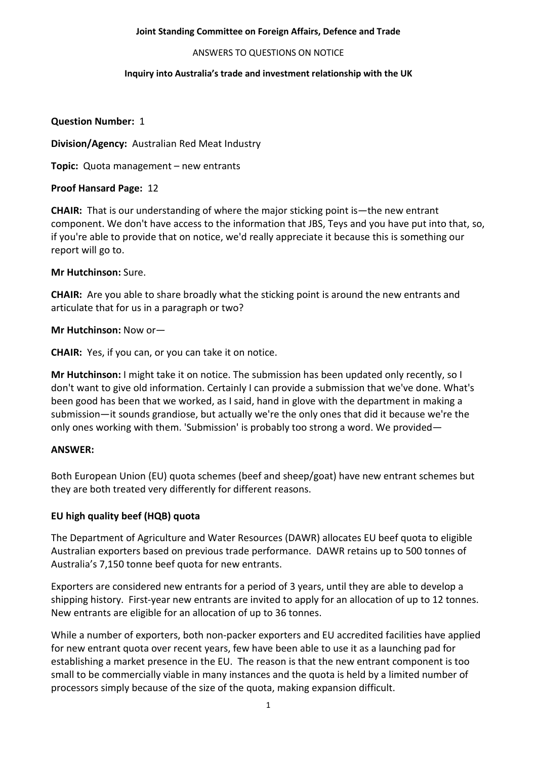**Joint Standing Committee on Foreign Affairs, Defence and Trade**

ANSWERS TO QUESTIONS ON NOTICE

**Inquiry into Australia's trade and investment relationship with the UK**

**Question Number:** 1

**Division/Agency:** Australian Red Meat Industry

**Topic:** Quota management – new entrants

**Proof Hansard Page:** 12

**CHAIR:** That is our understanding of where the major sticking point is—the new entrant component. We don't have access to the information that JBS, Teys and you have put into that, so, if you're able to provide that on notice, we'd really appreciate it because this is something our report will go to.

**Mr Hutchinson:** Sure.

**CHAIR:** Are you able to share broadly what the sticking point is around the new entrants and articulate that for us in a paragraph or two?

**Mr Hutchinson:** Now or—

**CHAIR:** Yes, if you can, or you can take it on notice.

**Mr Hutchinson:** I might take it on notice. The submission has been updated only recently, so I don't want to give old information. Certainly I can provide a submission that we've done. What's been good has been that we worked, as I said, hand in glove with the department in making a submission—it sounds grandiose, but actually we're the only ones that did it because we're the only ones working with them. 'Submission' is probably too strong a word. We provided—

**ANSWER:**

Both European Union (EU) quota schemes (beef and sheep/goat) have new entrant schemes but they are both treated very differently for different reasons.

## EU high quality beef (HQB) quota

The Department of Agriculture and Water Resources (DAWR) allocates EU beef quota to eligible Australian exporters based on previous trade performance. DAWR retains up to 500 tonnes of Australia's 7,150 tonne beef quota for new entrants.

Exporters are considered new entrants for a period of 3 years, until they are able to develop a shipping history. First-year new entrants are invited to apply for an allocation of up to 12 tonnes. New entrants are eligible for an allocation of up to 36 tonnes.

While a number of exporters, both non-packer exporters and EU accredited facilities have applied for new entrant quota over recent years, few have been able to use it as a launching pad for establishing a market presence in the EU. The reason is that the new entrant component is too small to be commercially viable in many instances and the quota is held by a limited number of processors simply because of the size of the quota, making expansion difficult.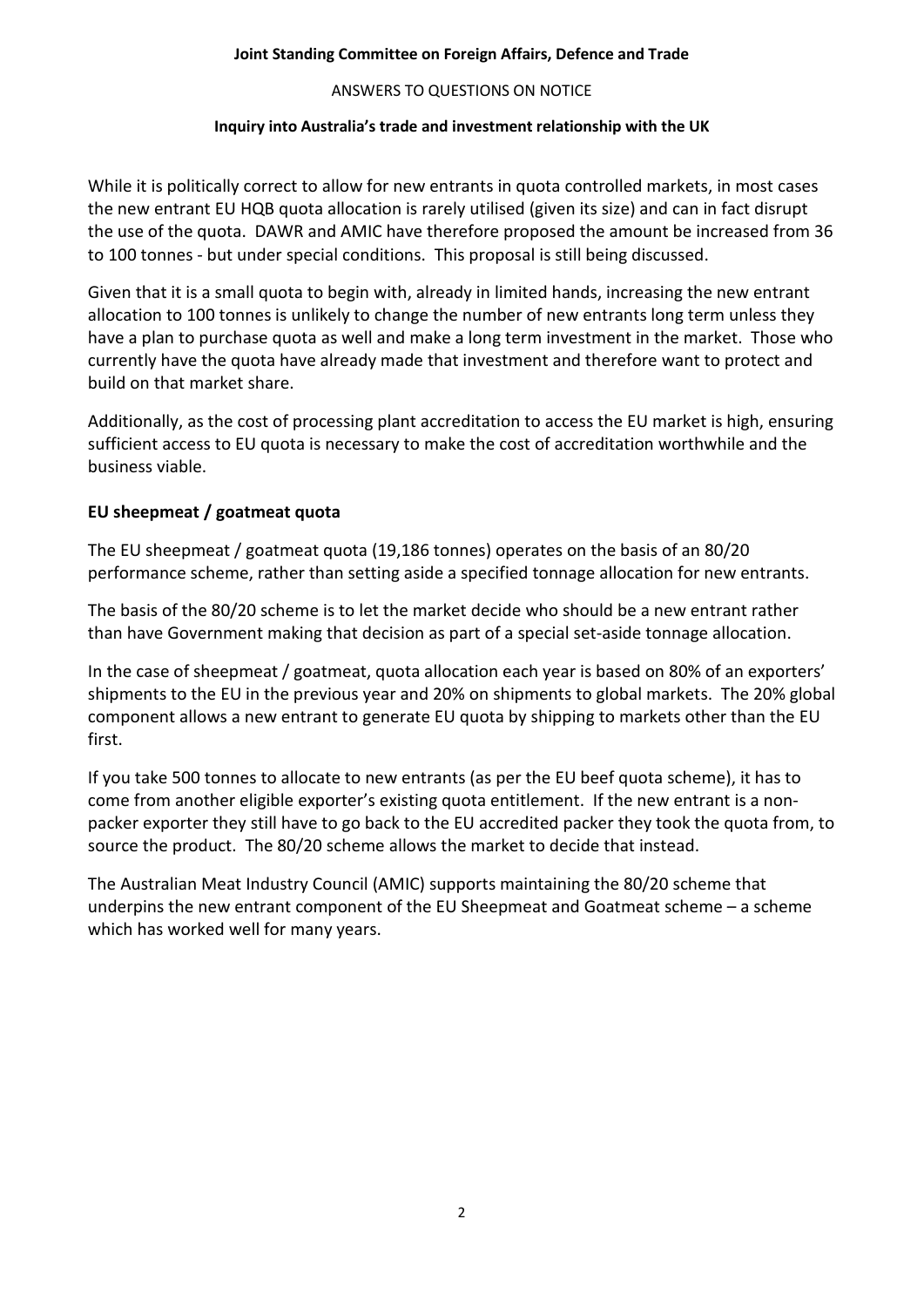While it is politically correct to allow for new entrants in quota controlled markets, in most cases the new entrant EU HQB quota allocation is rarely utilised (given its size) and can in fact disrupt the use of the quota. DAWR and AMIC have therefore proposed the amount be increased from 36 to 100 tonnes - but under special conditions. This proposal is still being discussed.

Given that it is a small quota to begin with, already in limited hands, increasing the new entrant allocation to 100 tonnes is unlikely to change the number of new entrants long term unless they have a plan to purchase quota as well and make a long term investment in the market. Those who currently have the quota have already made that investment and therefore want to protect and build on that market share.

Additionally, as the cost of processing plant accreditation to access the EU market is high, ensuring sufficient access to EU quota is necessary to make the cost of accreditation worthwhile and the business viable.

## EU sheepmeat / goatmeat quota

The EU sheepmeat / goatmeat quota (19,186 tonnes) operates on the basis of an 80/20 performance scheme, rather than setting aside a specified tonnage allocation for new entrants.

The basis of the 80/20 scheme is to let the market decide who should be a new entrant rather than have Government making that decision as part of a special set-aside tonnage allocation.

In the case of sheepmeat / goatmeat, quota allocation each year is based on 80% of an exporters' shipments to the EU in the previous year and 20% on shipments to global markets. The 20% global component allows a new entrant to generate EU quota by shipping to markets other than the EU first.

If you take 500 tonnes to allocate to new entrants (as per the EU beef quota scheme), it has to come from another eligible exporter's existing quota entitlement. If the new entrant is a non-packer exporter they still have to go back to the EU accredited packer they took the quota from, to source the product. The 80/20 scheme allows the market to decide that instead.

The Australian Meat Industry Council (AMIC) supports maintaining the 80/20 scheme that underpins the new entrant component of the EU Sheepmeat and Goatmeat scheme – a scheme which has worked well for many years.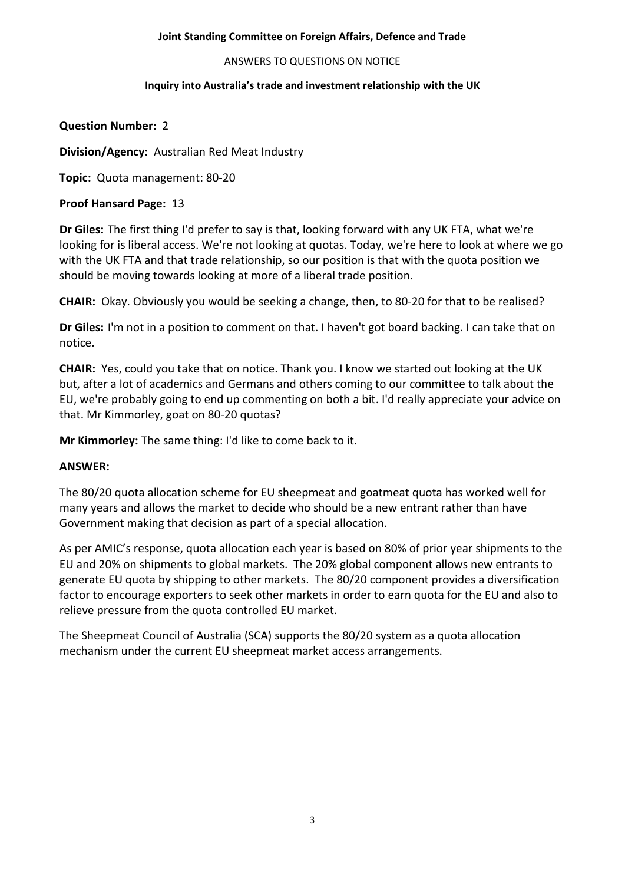**Joint Standing Committee on Foreign Affairs, Defence and Trade**

ANSWERS TO QUESTIONS ON NOTICE

**Inquiry into Australia's trade and investment relationship with the UK**

**Question Number:** 2

**Division/Agency:** Australian Red Meat Industry

**Topic:** Quota management: 80-20

**Proof Hansard Page:** 13

**Dr Giles:** The first thing I'd prefer to say is that, looking forward with any UK FTA, what we're looking for is liberal access. We're not looking at quotas. Today, we're here to look at where we go with the UK FTA and that trade relationship, so our position is that with the quota position we should be moving towards looking at more of a liberal trade position.

**CHAIR:** Okay. Obviously you would be seeking a change, then, to 80-20 for that to be realised?

**Dr Giles:** I'm not in a position to comment on that. I haven't got board backing. I can take that on notice.

**CHAIR:** Yes, could you take that on notice. Thank you. I know we started out looking at the UK but, after a lot of academics and Germans and others coming to our committee to talk about the EU, we're probably going to end up commenting on both a bit. I'd really appreciate your advice on that. Mr Kimmorley, goat on 80-20 quotas?

**Mr Kimmorley:** The same thing: I'd like to come back to it.

**ANSWER:**

The 80/20 quota allocation scheme for EU sheepmeat and goatmeat quota has worked well for many years and allows the market to decide who should be a new entrant rather than have Government making that decision as part of a special allocation.

As per AMIC's response, quota allocation each year is based on 80% of prior year shipments to the EU and 20% on shipments to global markets. The 20% global component allows new entrants to generate EU quota by shipping to other markets. The 80/20 component provides a diversification factor to encourage exporters to seek other markets in order to earn quota for the EU and also to relieve pressure from the quota controlled EU market.

The Sheepmeat Council of Australia (SCA) supports the 80/20 system as a quota allocation mechanism under the current EU sheepmeat market access arrangements.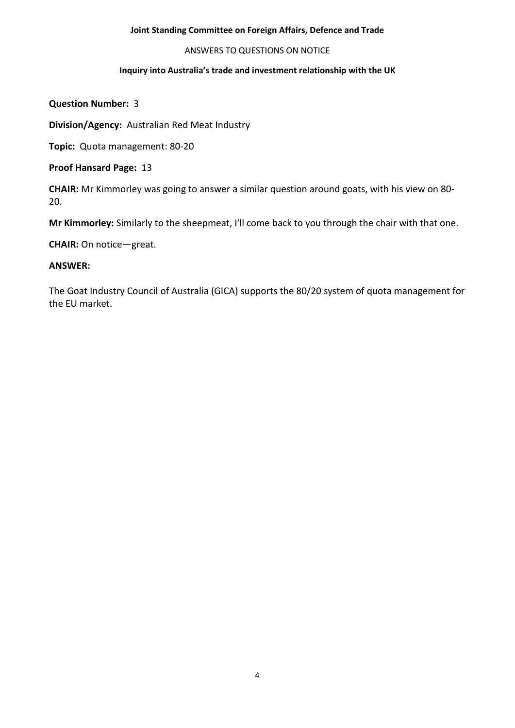**Joint Standing Committee on Foreign Affairs, Defence and Trade**

ANSWERS TO QUESTIONS ON NOTICE

**Inquiry into Australia's trade and investment relationship with the UK**

**Question Number:** 3

**Division/Agency:** Australian Red Meat Industry

**Topic:** Quota management: 80-20

**Proof Hansard Page:** 13

**CHAIR:** Mr Kimmorley was going to answer a similar question around goats, with his view on 80-20.

**Mr Kimmorley:** Similarly to the sheepmeat, I'll come back to you through the chair with that one.

**CHAIR:** On notice—great.

**ANSWER:**

The Goat Industry Council of Australia (GICA) supports the 80/20 system of quota management for the EU market.